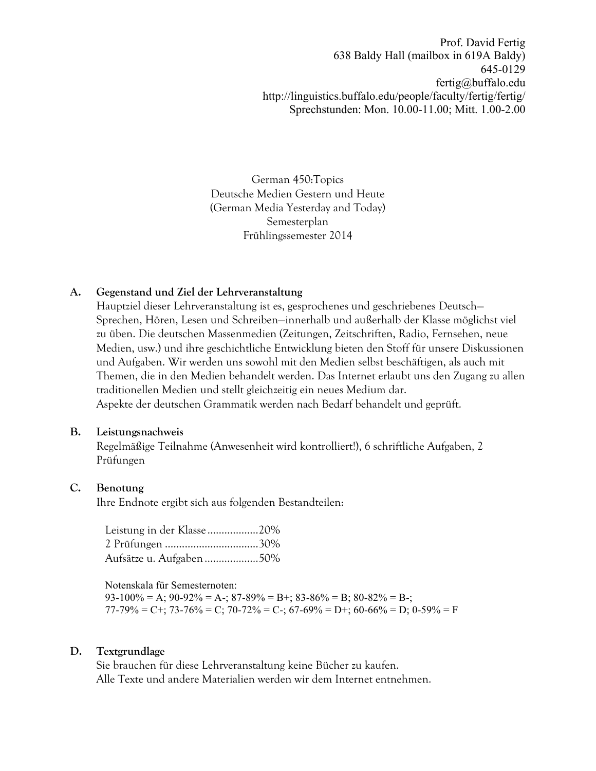Prof. David Fertig
638 Baldy Hall (mailbox in 619A Baldy)
645-0129
fertig@buffalo.edu
http://linguistics.buffalo.edu/people/faculty/fertig/fertig/
Sprechstunden: Mon. 10.00-11.00; Mitt. 1.00-2.00

German 450:Topics
Deutsche Medien Gestern und Heute
(German Media Yesterday and Today)
Semesterplan
Frühlingssemester 2014

## A. Gegenstand und Ziel der Lehrveranstaltung

Hauptziel dieser Lehrveranstaltung ist es, gesprochenes und geschriebenes Deutsch—Sprechen, Hören, Lesen und Schreiben—innerhalb und außerhalb der Klasse möglichst viel zu üben. Die deutschen Massenmedien (Zeitungen, Zeitschriften, Radio, Fernsehen, neue Medien, usw.) und ihre geschichtliche Entwicklung bieten den Stoff für unsere Diskussionen und Aufgaben. Wir werden uns sowohl mit den Medien selbst beschäftigen, als auch mit Themen, die in den Medien behandelt werden. Das Internet erlaubt uns den Zugang zu allen traditionellen Medien und stellt gleichzeitig ein neues Medium dar.
Aspekte der deutschen Grammatik werden nach Bedarf behandelt und geprüft.

## B. Leistungsnachweis

Regelmäßige Teilnahme (Anwesenheit wird kontrolliert!), 6 schriftliche Aufgaben, 2 Prüfungen

## C. Benotung

Ihre Endnote ergibt sich aus folgenden Bestandteilen:

Leistung in der Klasse..................20%
2 Prüfungen .................................30%
Aufsätze u. Aufgaben...................50%

Notenskala für Semesternoten:
93-100% = A; 90-92% = A-; 87-89% = B+; 83-86% = B; 80-82% = B-;
77-79% = C+; 73-76% = C; 70-72% = C-; 67-69% = D+; 60-66% = D; 0-59% = F

## D. Textgrundlage

Sie brauchen für diese Lehrveranstaltung keine Bücher zu kaufen.
Alle Texte und andere Materialien werden wir dem Internet entnehmen.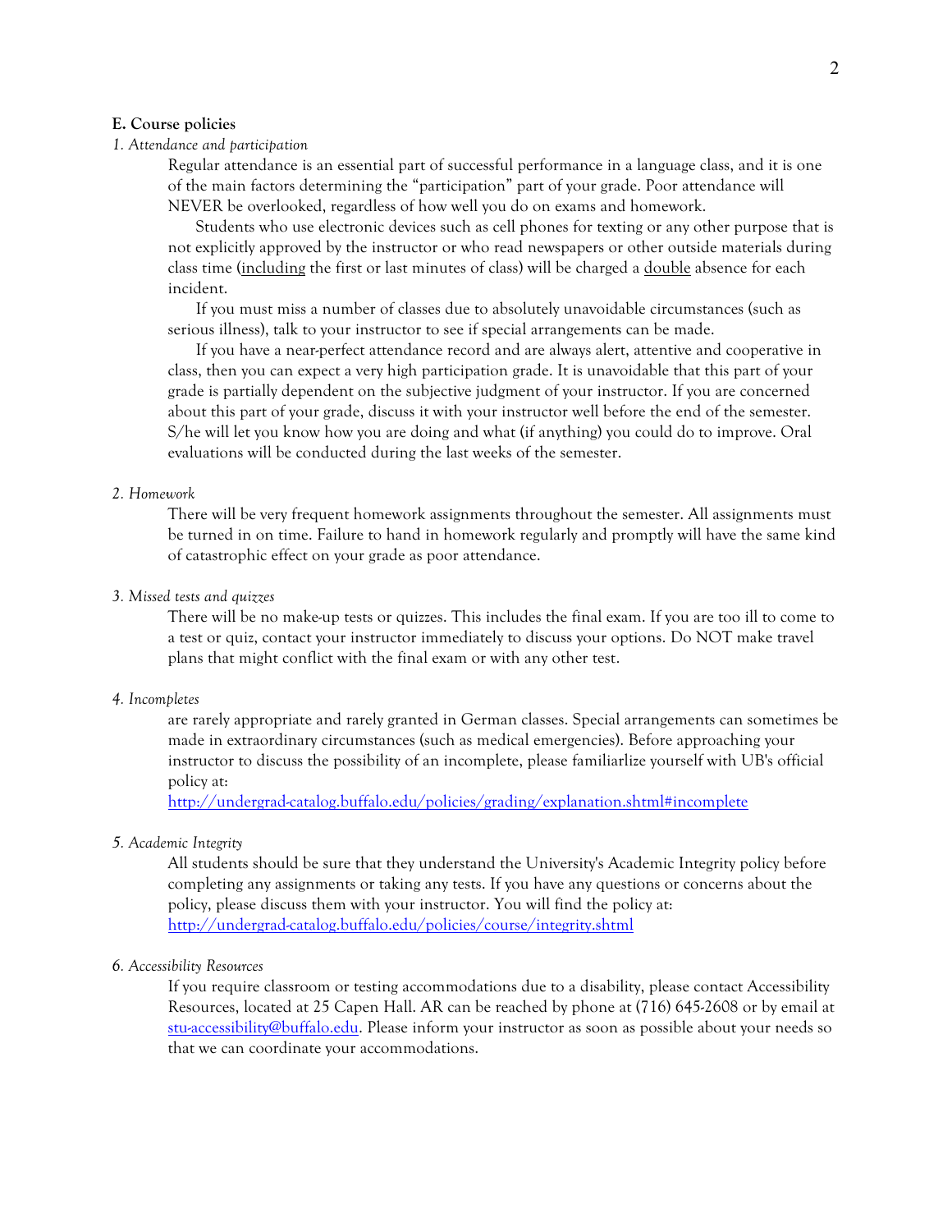**E. Course policies**

*1. Attendance and participation*

Regular attendance is an essential part of successful performance in a language class, and it is one of the main factors determining the “participation” part of your grade. Poor attendance will NEVER be overlooked, regardless of how well you do on exams and homework.

Students who use electronic devices such as cell phones for texting or any other purpose that is not explicitly approved by the instructor or who read newspapers or other outside materials during class time (<u>including</u> the first or last minutes of class) will be charged a <u>double</u> absence for each incident.

If you must miss a number of classes due to absolutely unavoidable circumstances (such as serious illness), talk to your instructor to see if special arrangements can be made.

If you have a near-perfect attendance record and are always alert, attentive and cooperative in class, then you can expect a very high participation grade. It is unavoidable that this part of your grade is partially dependent on the subjective judgment of your instructor. If you are concerned about this part of your grade, discuss it with your instructor well before the end of the semester. S/he will let you know how you are doing and what (if anything) you could do to improve. Oral evaluations will be conducted during the last weeks of the semester.

*2. Homework*

There will be very frequent homework assignments throughout the semester. All assignments must be turned in on time. Failure to hand in homework regularly and promptly will have the same kind of catastrophic effect on your grade as poor attendance.

*3. Missed tests and quizzes*

There will be no make-up tests or quizzes. This includes the final exam. If you are too ill to come to a test or quiz, contact your instructor immediately to discuss your options. Do NOT make travel plans that might conflict with the final exam or with any other test.

*4. Incompletes*

are rarely appropriate and rarely granted in German classes. Special arrangements can sometimes be made in extraordinary circumstances (such as medical emergencies). Before approaching your instructor to discuss the possibility of an incomplete, please familiarlize yourself with UB's official policy at:
http://undergrad-catalog.buffalo.edu/policies/grading/explanation.shtml#incomplete

*5. Academic Integrity*

All students should be sure that they understand the University's Academic Integrity policy before completing any assignments or taking any tests. If you have any questions or concerns about the policy, please discuss them with your instructor. You will find the policy at:
http://undergrad-catalog.buffalo.edu/policies/course/integrity.shtml

*6. Accessibility Resources*

If you require classroom or testing accommodations due to a disability, please contact Accessibility Resources, located at 25 Capen Hall. AR can be reached by phone at (716) 645-2608 or by email at stu-accessibility@buffalo.edu. Please inform your instructor as soon as possible about your needs so that we can coordinate your accommodations.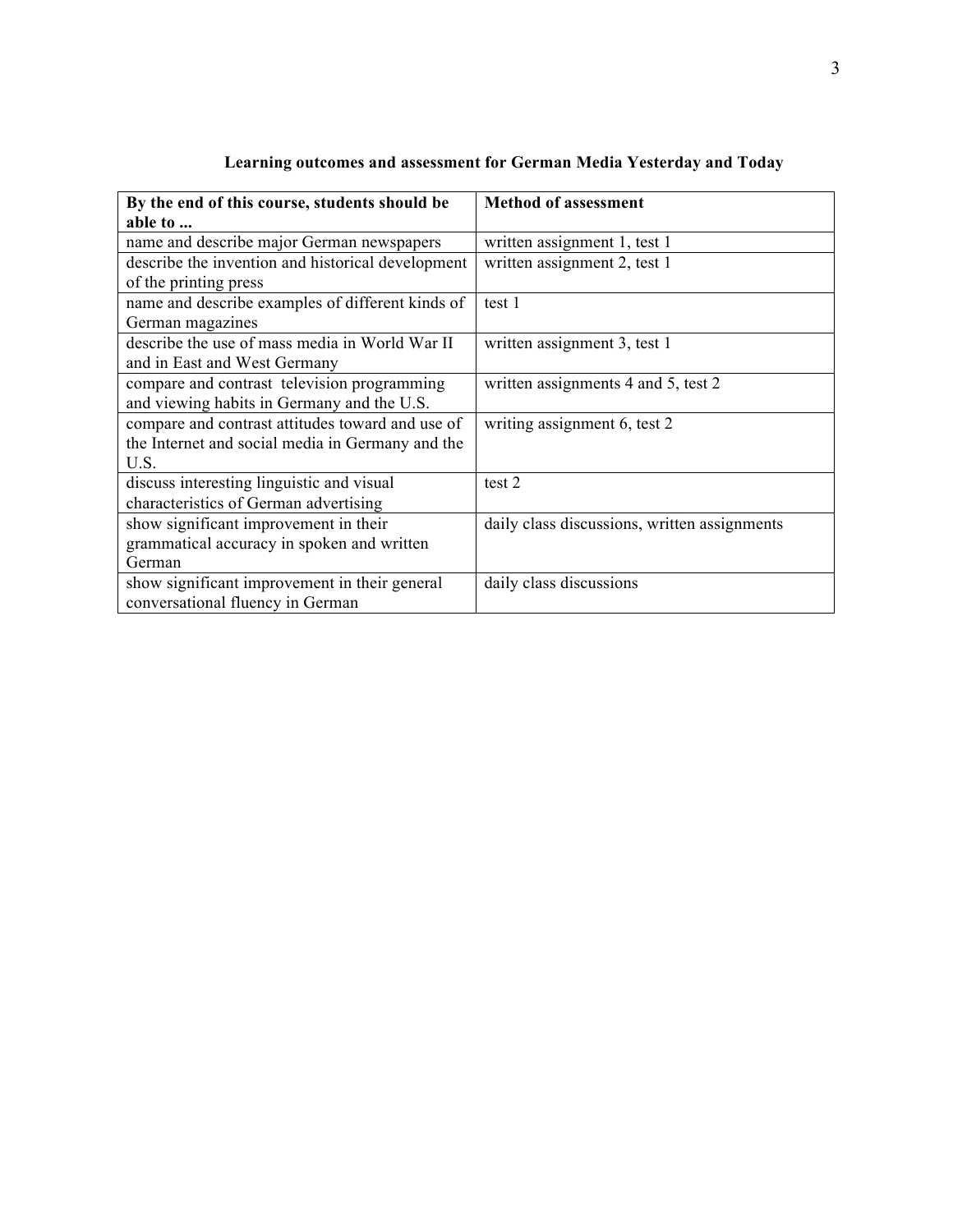**Learning outcomes and assessment for German Media Yesterday and Today**

| By the end of this course, students should be able to ... | Method of assessment |
|---|---|
| name and describe major German newspapers | written assignment 1, test 1 |
| describe the invention and historical development of the printing press | written assignment 2, test 1 |
| name and describe examples of different kinds of German magazines | test 1 |
| describe the use of mass media in World War II and in East and West Germany | written assignment 3, test 1 |
| compare and contrast television programming and viewing habits in Germany and the U.S. | written assignments 4 and 5, test 2 |
| compare and contrast attitudes toward and use of the Internet and social media in Germany and the U.S. | writing assignment 6, test 2 |
| discuss interesting linguistic and visual characteristics of German advertising | test 2 |
| show significant improvement in their grammatical accuracy in spoken and written German | daily class discussions, written assignments |
| show significant improvement in their general conversational fluency in German | daily class discussions |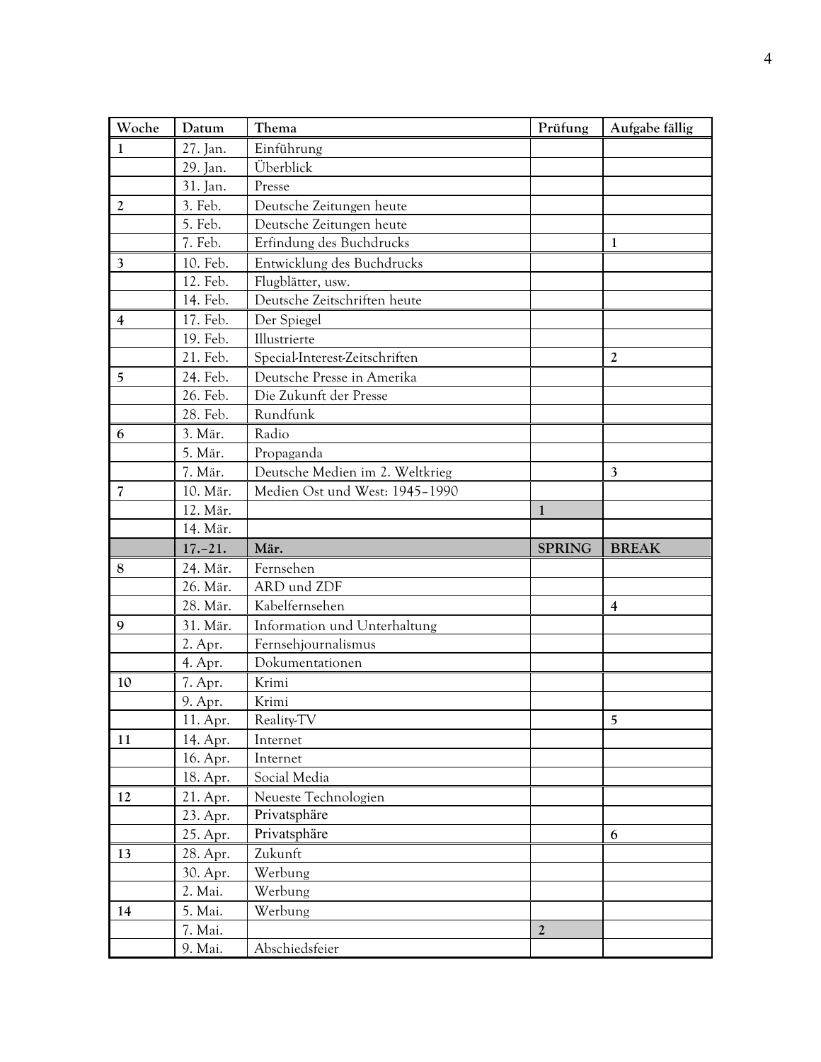| Woche | Datum | Thema | Prüfung | Aufgabe fällig |
|---|---|---|---|---|
| 1 | 27. Jan. | Einführung | | |
| | 29. Jan. | Überblick | | |
| | 31. Jan. | Presse | | |
| 2 | 3. Feb. | Deutsche Zeitungen heute | | |
| | 5. Feb. | Deutsche Zeitungen heute | | |
| | 7. Feb. | Erfindung des Buchdrucks | | 1 |
| 3 | 10. Feb. | Entwicklung des Buchdrucks | | |
| | 12. Feb. | Flugblätter, usw. | | |
| | 14. Feb. | Deutsche Zeitschriften heute | | |
| 4 | 17. Feb. | Der Spiegel | | |
| | 19. Feb. | Illustrierte | | |
| | 21. Feb. | Special-Interest-Zeitschriften | | 2 |
| 5 | 24. Feb. | Deutsche Presse in Amerika | | |
| | 26. Feb. | Die Zukunft der Presse | | |
| | 28. Feb. | Rundfunk | | |
| 6 | 3. Mär. | Radio | | |
| | 5. Mär. | Propaganda | | |
| | 7. Mär. | Deutsche Medien im 2. Weltkrieg | | 3 |
| 7 | 10. Mär. | Medien Ost und West: 1945–1990 | | |
| | 12. Mär. | | 1 | |
| | 14. Mär. | | | |
| | **17.–21.** | **Mär.** | **SPRING** | **BREAK** |
| 8 | 24. Mär. | Fernsehen | | |
| | 26. Mär. | ARD und ZDF | | |
| | 28. Mär. | Kabelfernsehen | | 4 |
| 9 | 31. Mär. | Information und Unterhaltung | | |
| | 2. Apr. | Fernsehjournalismus | | |
| | 4. Apr. | Dokumentationen | | |
| 10 | 7. Apr. | Krimi | | |
| | 9. Apr. | Krimi | | |
| | 11. Apr. | Reality-TV | | 5 |
| 11 | 14. Apr. | Internet | | |
| | 16. Apr. | Internet | | |
| | 18. Apr. | Social Media | | |
| 12 | 21. Apr. | Neueste Technologien | | |
| | 23. Apr. | Privatsphäre | | |
| | 25. Apr. | Privatsphäre | | 6 |
| 13 | 28. Apr. | Zukunft | | |
| | 30. Apr. | Werbung | | |
| | 2. Mai. | Werbung | | |
| 14 | 5. Mai. | Werbung | | |
| | 7. Mai. | | 2 | |
| | 9. Mai. | Abschiedsfeier | | |